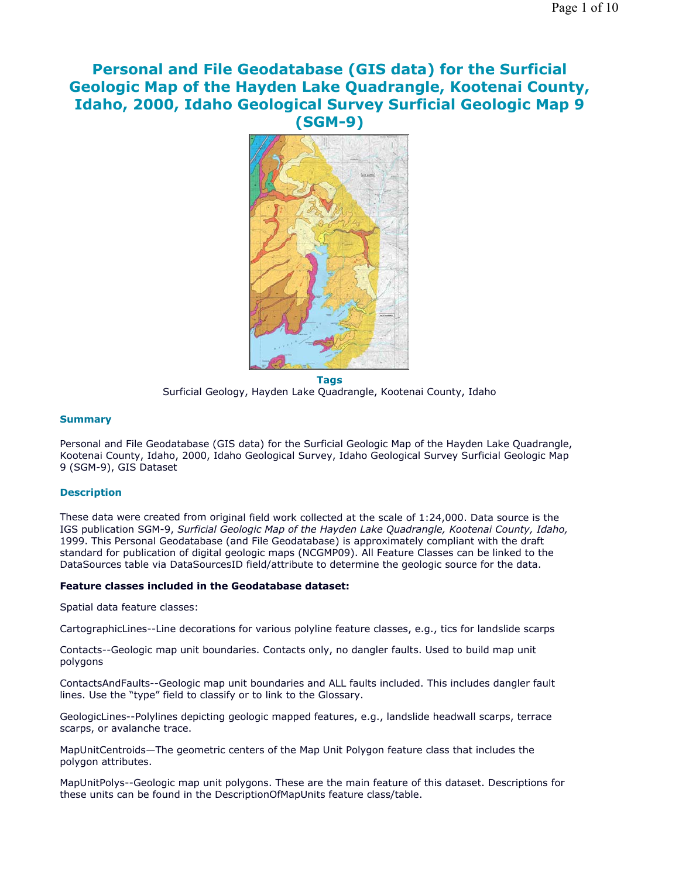# Personal and File Geodatabase (GIS data) for the Surficial Geologic Map of the Hayden Lake Quadrangle, Kootenai County, Idaho, 2000, Idaho Geological Survey Surficial Geologic Map 9 (SGM-9)

**Tags**

Surficial Geology, Hayden Lake Quadrangle, Kootenai County, Idaho

### Summary

Personal and File Geodatabase (GIS data) for the Surficial Geologic Map of the Hayden Lake Quadrangle, Kootenai County, Idaho, 2000, Idaho Geological Survey, Idaho Geological Survey Surficial Geologic Map 9 (SGM-9), GIS Dataset

### Description

These data were created from original field work collected at the scale of 1:24,000. Data source is the IGS publication SGM-9, *Surficial Geologic Map of the Hayden Lake Quadrangle, Kootenai County, Idaho,* 1999. This Personal Geodatabase (and File Geodatabase) is approximately compliant with the draft standard for publication of digital geologic maps (NCGMP09). All Feature Classes can be linked to the DataSources table via DataSourcesID field/attribute to determine the geologic source for the data.

**Feature classes included in the Geodatabase dataset:**

Spatial data feature classes:

CartographicLines--Line decorations for various polyline feature classes, e.g., tics for landslide scarps

Contacts--Geologic map unit boundaries. Contacts only, no dangler faults. Used to build map unit polygons

ContactsAndFaults--Geologic map unit boundaries and ALL faults included. This includes dangler fault lines. Use the "type" field to classify or to link to the Glossary.

GeologicLines--Polylines depicting geologic mapped features, e.g., landslide headwall scarps, terrace scarps, or avalanche trace.

MapUnitCentroids—The geometric centers of the Map Unit Polygon feature class that includes the polygon attributes.

MapUnitPolys--Geologic map unit polygons. These are the main feature of this dataset. Descriptions for these units can be found in the DescriptionOfMapUnits feature class/table.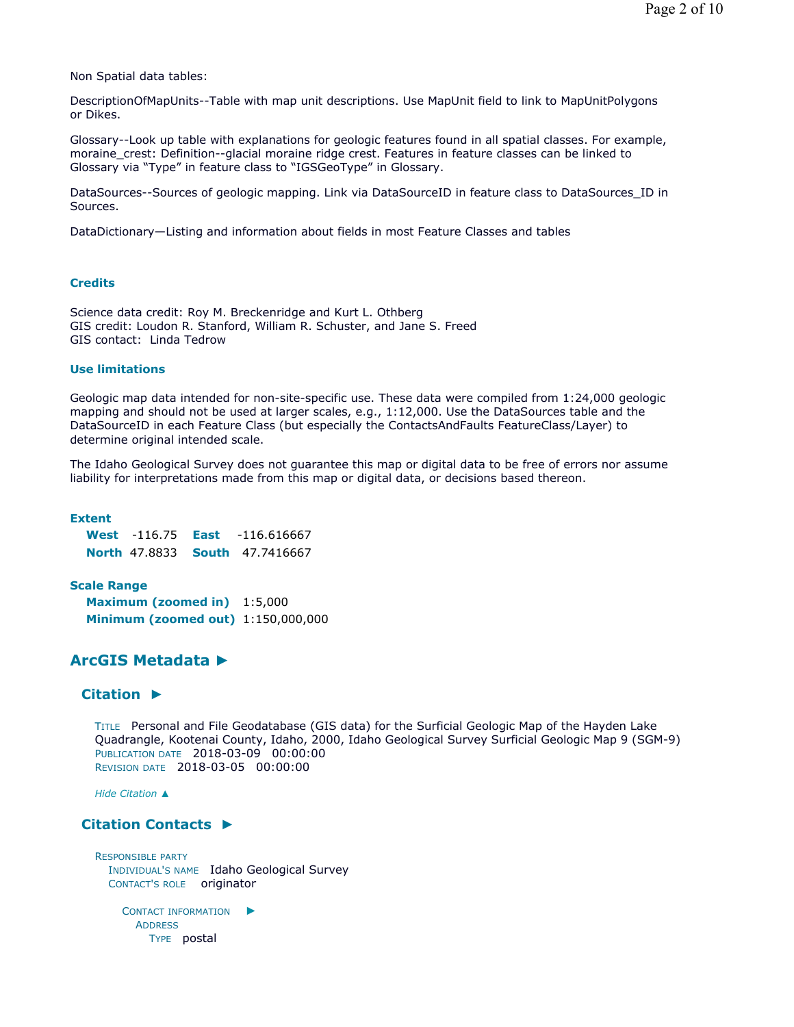Non Spatial data tables:

DescriptionOfMapUnits--Table with map unit descriptions. Use MapUnit field to link to MapUnitPolygons or Dikes.

Glossary--Look up table with explanations for geologic features found in all spatial classes. For example, moraine_crest: Definition--glacial moraine ridge crest. Features in feature classes can be linked to Glossary via "Type" in feature class to "IGSGeoType" in Glossary.

DataSources--Sources of geologic mapping. Link via DataSourceID in feature class to DataSources_ID in Sources.

DataDictionary—Listing and information about fields in most Feature Classes and tables

### Credits

Science data credit: Roy M. Breckenridge and Kurt L. Othberg
GIS credit: Loudon R. Stanford, William R. Schuster, and Jane S. Freed
GIS contact: Linda Tedrow

### Use limitations

Geologic map data intended for non-site-specific use. These data were compiled from 1:24,000 geologic mapping and should not be used at larger scales, e.g., 1:12,000. Use the DataSources table and the DataSourceID in each Feature Class (but especially the ContactsAndFaults FeatureClass/Layer) to determine original intended scale.

The Idaho Geological Survey does not guarantee this map or digital data to be free of errors nor assume liability for interpretations made from this map or digital data, or decisions based thereon.

### Extent

**West** -116.75 **East** -116.616667
**North** 47.8833 **South** 47.7416667

### Scale Range

**Maximum (zoomed in)** 1:5,000
**Minimum (zoomed out)** 1:150,000,000

## ArcGIS Metadata ►

### Citation ►

TITLE Personal and File Geodatabase (GIS data) for the Surficial Geologic Map of the Hayden Lake Quadrangle, Kootenai County, Idaho, 2000, Idaho Geological Survey Surficial Geologic Map 9 (SGM-9)
PUBLICATION DATE 2018-03-09 00:00:00
REVISION DATE 2018-03-05 00:00:00

*Hide Citation ▲*

### Citation Contacts ►

RESPONSIBLE PARTY
INDIVIDUAL'S NAME Idaho Geological Survey
CONTACT'S ROLE originator

CONTACT INFORMATION ►
ADDRESS
TYPE postal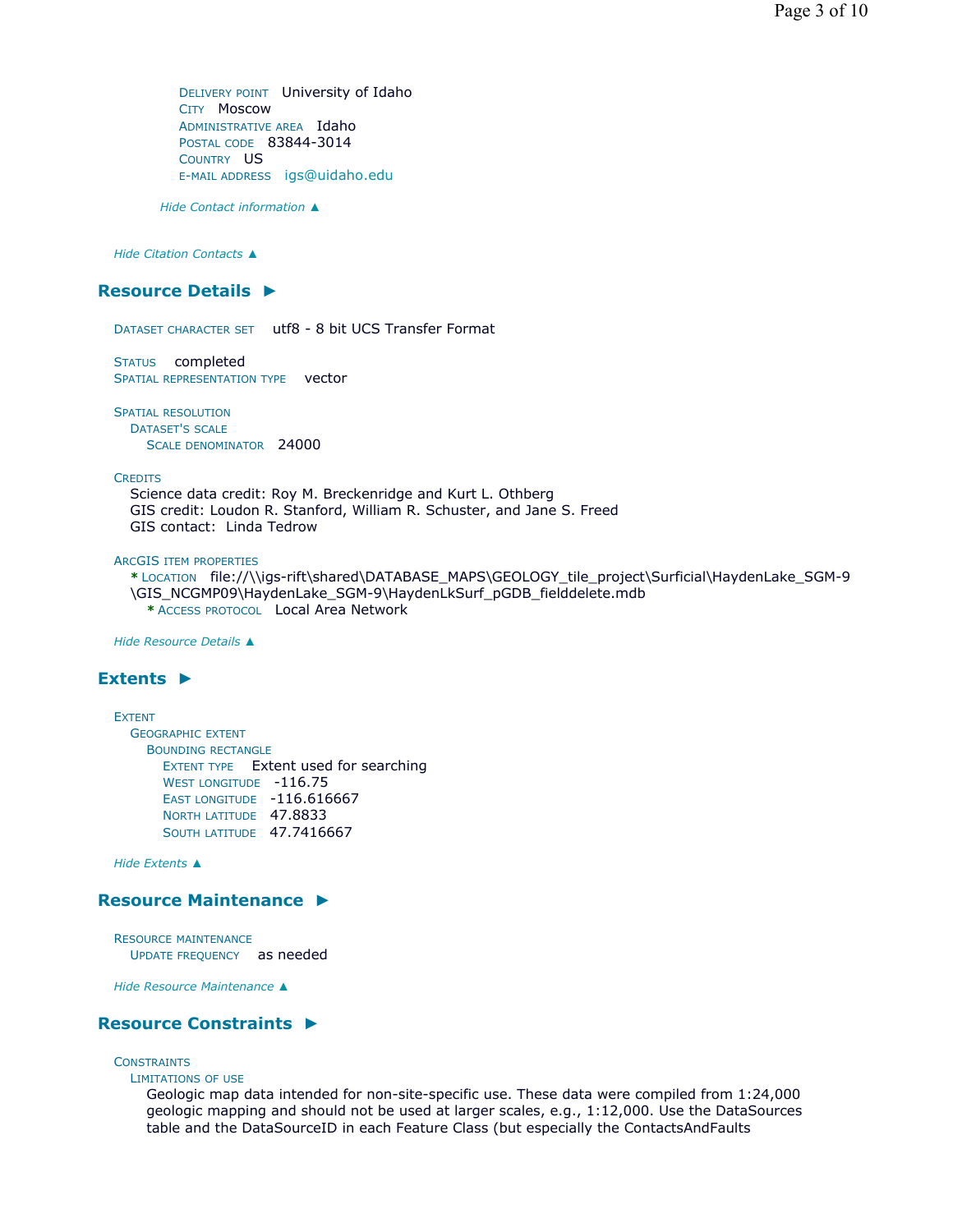DELIVERY POINT University of Idaho
CITY Moscow
ADMINISTRATIVE AREA Idaho
POSTAL CODE 83844-3014
COUNTRY US
E-MAIL ADDRESS igs@uidaho.edu

*Hide Contact information ▲*

*Hide Citation Contacts ▲*

## Resource Details ►

DATASET CHARACTER SET utf8 - 8 bit UCS Transfer Format

STATUS completed
SPATIAL REPRESENTATION TYPE vector

SPATIAL RESOLUTION
DATASET'S SCALE
SCALE DENOMINATOR 24000

CREDITS
Science data credit: Roy M. Breckenridge and Kurt L. Othberg
GIS credit: Loudon R. Stanford, William R. Schuster, and Jane S. Freed
GIS contact: Linda Tedrow

ARCGIS ITEM PROPERTIES
* LOCATION file://\\igs-rift\shared\DATABASE_MAPS\GEOLOGY_tile_project\Surficial\HaydenLake_SGM-9\GIS_NCGMP09\HaydenLake_SGM-9\HaydenLkSurf_pGDB_fielddelete.mdb
* ACCESS PROTOCOL Local Area Network

*Hide Resource Details ▲*

## Extents ►

EXTENT
GEOGRAPHIC EXTENT
BOUNDING RECTANGLE
EXTENT TYPE Extent used for searching
WEST LONGITUDE -116.75
EAST LONGITUDE -116.616667
NORTH LATITUDE 47.8833
SOUTH LATITUDE 47.7416667

*Hide Extents ▲*

## Resource Maintenance ►

RESOURCE MAINTENANCE
UPDATE FREQUENCY as needed

*Hide Resource Maintenance ▲*

## Resource Constraints ►

CONSTRAINTS
LIMITATIONS OF USE
Geologic map data intended for non-site-specific use. These data were compiled from 1:24,000 geologic mapping and should not be used at larger scales, e.g., 1:12,000. Use the DataSources table and the DataSourceID in each Feature Class (but especially the ContactsAndFaults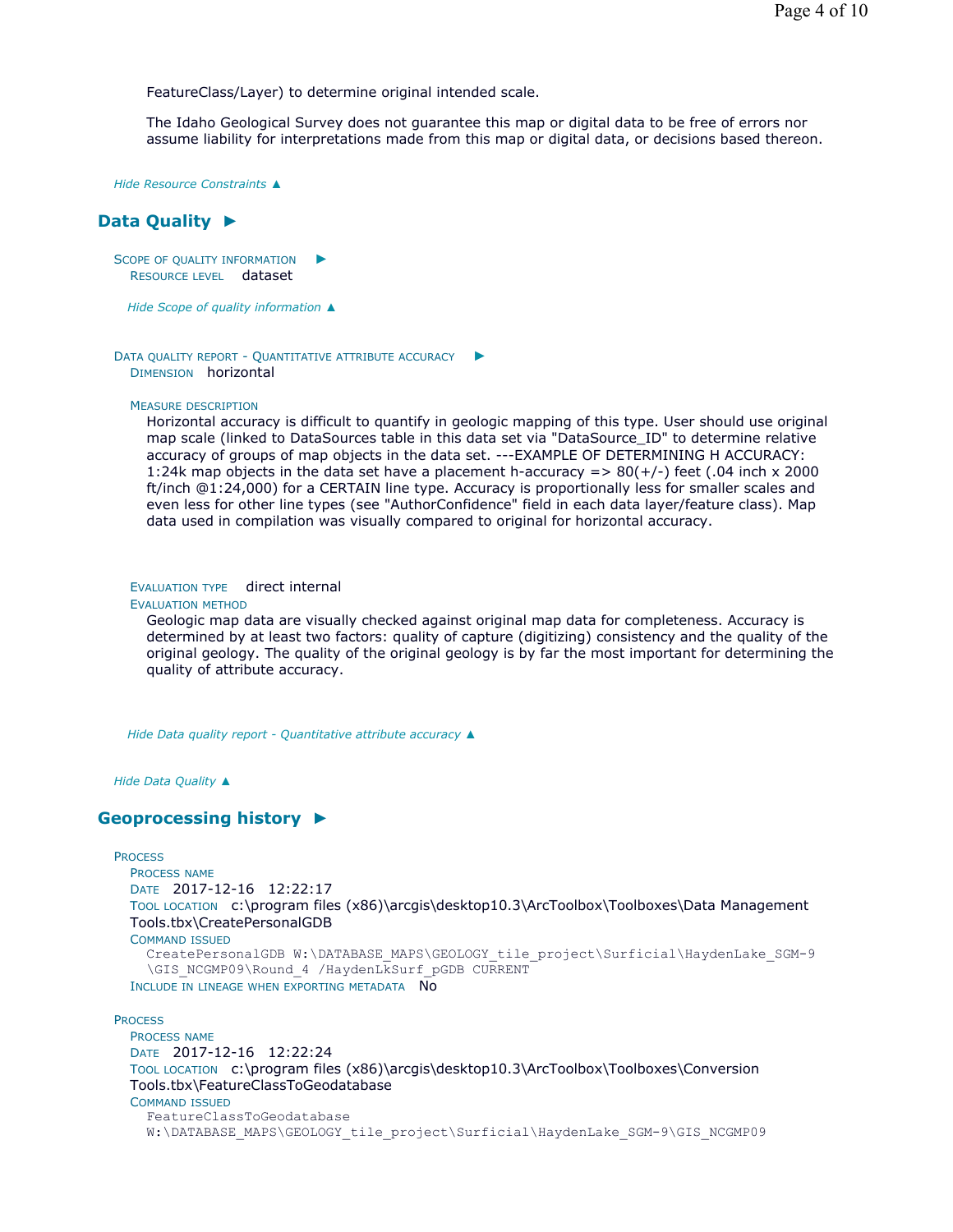FeatureClass/Layer) to determine original intended scale.

The Idaho Geological Survey does not guarantee this map or digital data to be free of errors nor assume liability for interpretations made from this map or digital data, or decisions based thereon.

*Hide Resource Constraints ▲*

## Data Quality ►

**Scope of quality information** ►
**Resource level** dataset

*Hide Scope of quality information ▲*

**Data quality report - Quantitative attribute accuracy** ►
**Dimension** horizontal

**Measure description**
Horizontal accuracy is difficult to quantify in geologic mapping of this type. User should use original map scale (linked to DataSources table in this data set via "DataSource_ID" to determine relative accuracy of groups of map objects in the data set. ---EXAMPLE OF DETERMINING H ACCURACY: 1:24k map objects in the data set have a placement h-accuracy => 80(+/-) feet (.04 inch x 2000 ft/inch @1:24,000) for a CERTAIN line type. Accuracy is proportionally less for smaller scales and even less for other line types (see "AuthorConfidence" field in each data layer/feature class). Map data used in compilation was visually compared to original for horizontal accuracy.

**Evaluation type** direct internal
**Evaluation method**
Geologic map data are visually checked against original map data for completeness. Accuracy is determined by at least two factors: quality of capture (digitizing) consistency and the quality of the original geology. The quality of the original geology is by far the most important for determining the quality of attribute accuracy.

*Hide Data quality report - Quantitative attribute accuracy ▲*

*Hide Data Quality ▲*

## Geoprocessing history ►

**Process**
**Process name**
**Date** 2017-12-16 12:22:17
**Tool location** c:\program files (x86)\arcgis\desktop10.3\ArcToolbox\Toolboxes\Data Management Tools.tbx\CreatePersonalGDB
**Command issued**
```
CreatePersonalGDB W:\DATABASE_MAPS\GEOLOGY_tile_project\Surficial\HaydenLake_SGM-9
\GIS_NCGMP09\Round_4 /HaydenLkSurf_pGDB CURRENT
```
**Include in lineage when exporting metadata** No

**Process**
**Process name**
**Date** 2017-12-16 12:22:24
**Tool location** c:\program files (x86)\arcgis\desktop10.3\ArcToolbox\Toolboxes\Conversion Tools.tbx\FeatureClassToGeodatabase
**Command issued**
```
FeatureClassToGeodatabase
W:\DATABASE_MAPS\GEOLOGY_tile_project\Surficial\HaydenLake_SGM-9\GIS_NCGMP09
```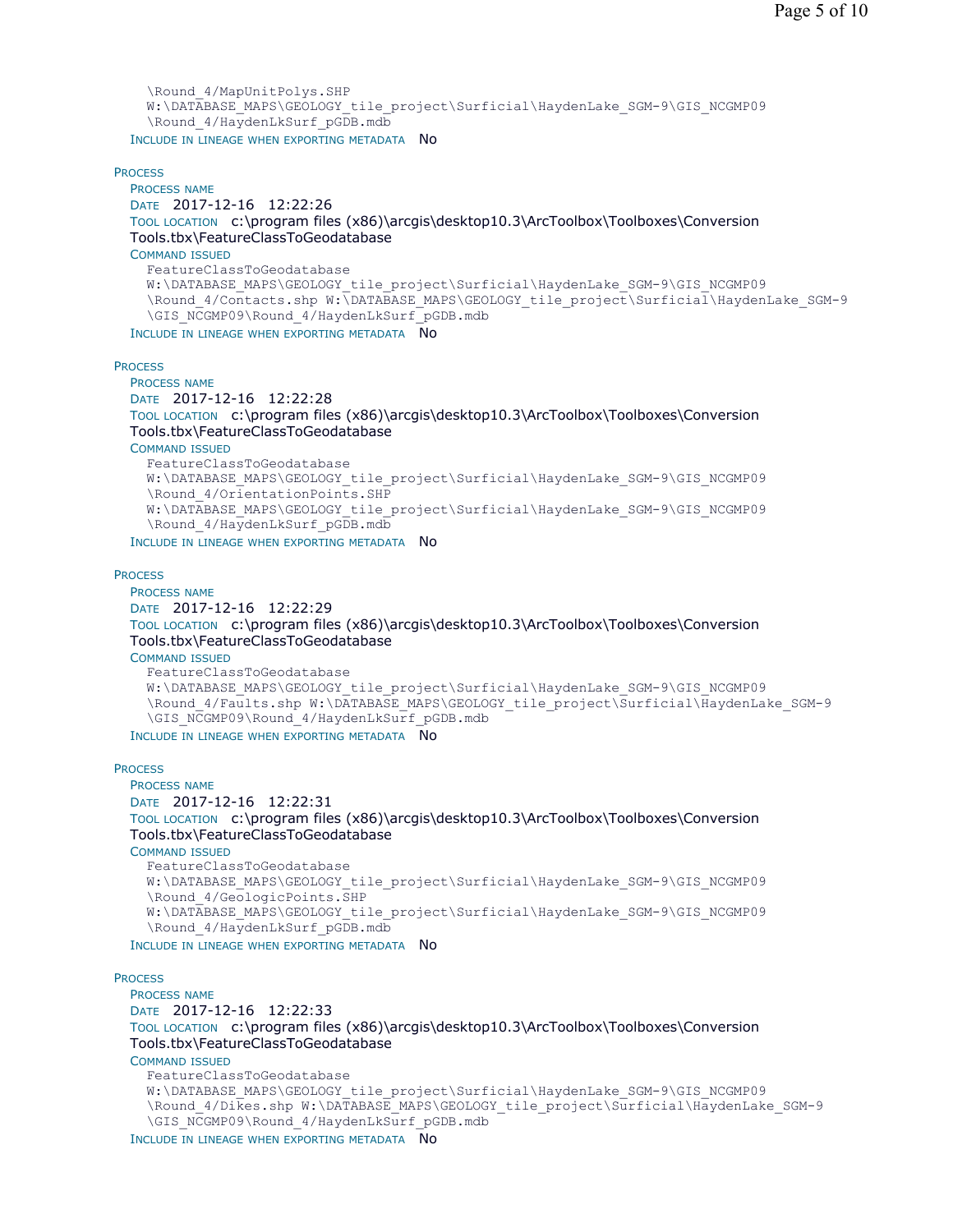\Round_4/MapUnitPolys.SHP
W:\DATABASE_MAPS\GEOLOGY_tile_project\Surficial\HaydenLake_SGM-9\GIS_NCGMP09
\Round_4/HaydenLkSurf_pGDB.mdb

INCLUDE IN LINEAGE WHEN EXPORTING METADATA No

PROCESS

PROCESS NAME

DATE 2017-12-16 12:22:26

TOOL LOCATION c:\program files (x86)\arcgis\desktop10.3\ArcToolbox\Toolboxes\Conversion Tools.tbx\FeatureClassToGeodatabase

COMMAND ISSUED

```
FeatureClassToGeodatabase
W:\DATABASE_MAPS\GEOLOGY_tile_project\Surficial\HaydenLake_SGM-9\GIS_NCGMP09
\Round_4/Contacts.shp W:\DATABASE_MAPS\GEOLOGY_tile_project\Surficial\HaydenLake_SGM-9
\GIS_NCGMP09\Round_4/HaydenLkSurf_pGDB.mdb
```

INCLUDE IN LINEAGE WHEN EXPORTING METADATA No

PROCESS

PROCESS NAME

DATE 2017-12-16 12:22:28

TOOL LOCATION c:\program files (x86)\arcgis\desktop10.3\ArcToolbox\Toolboxes\Conversion Tools.tbx\FeatureClassToGeodatabase

COMMAND ISSUED

```
FeatureClassToGeodatabase
W:\DATABASE_MAPS\GEOLOGY_tile_project\Surficial\HaydenLake_SGM-9\GIS_NCGMP09
\Round_4/OrientationPoints.SHP
W:\DATABASE_MAPS\GEOLOGY_tile_project\Surficial\HaydenLake_SGM-9\GIS_NCGMP09
\Round_4/HaydenLkSurf_pGDB.mdb
```

INCLUDE IN LINEAGE WHEN EXPORTING METADATA No

PROCESS

PROCESS NAME

DATE 2017-12-16 12:22:29

TOOL LOCATION c:\program files (x86)\arcgis\desktop10.3\ArcToolbox\Toolboxes\Conversion Tools.tbx\FeatureClassToGeodatabase

COMMAND ISSUED

```
FeatureClassToGeodatabase
W:\DATABASE_MAPS\GEOLOGY_tile_project\Surficial\HaydenLake_SGM-9\GIS_NCGMP09
\Round_4/Faults.shp W:\DATABASE_MAPS\GEOLOGY_tile_project\Surficial\HaydenLake_SGM-9
\GIS_NCGMP09\Round_4/HaydenLkSurf_pGDB.mdb
```

INCLUDE IN LINEAGE WHEN EXPORTING METADATA No

PROCESS

PROCESS NAME

DATE 2017-12-16 12:22:31

TOOL LOCATION c:\program files (x86)\arcgis\desktop10.3\ArcToolbox\Toolboxes\Conversion Tools.tbx\FeatureClassToGeodatabase

COMMAND ISSUED

```
FeatureClassToGeodatabase
W:\DATABASE_MAPS\GEOLOGY_tile_project\Surficial\HaydenLake_SGM-9\GIS_NCGMP09
\Round_4/GeologicPoints.SHP
W:\DATABASE_MAPS\GEOLOGY_tile_project\Surficial\HaydenLake_SGM-9\GIS_NCGMP09
\Round_4/HaydenLkSurf_pGDB.mdb
```

INCLUDE IN LINEAGE WHEN EXPORTING METADATA No

PROCESS

PROCESS NAME

DATE 2017-12-16 12:22:33

TOOL LOCATION c:\program files (x86)\arcgis\desktop10.3\ArcToolbox\Toolboxes\Conversion Tools.tbx\FeatureClassToGeodatabase

COMMAND ISSUED

```
FeatureClassToGeodatabase
W:\DATABASE_MAPS\GEOLOGY_tile_project\Surficial\HaydenLake_SGM-9\GIS_NCGMP09
\Round_4/Dikes.shp W:\DATABASE_MAPS\GEOLOGY_tile_project\Surficial\HaydenLake_SGM-9
\GIS_NCGMP09\Round_4/HaydenLkSurf_pGDB.mdb
```

INCLUDE IN LINEAGE WHEN EXPORTING METADATA No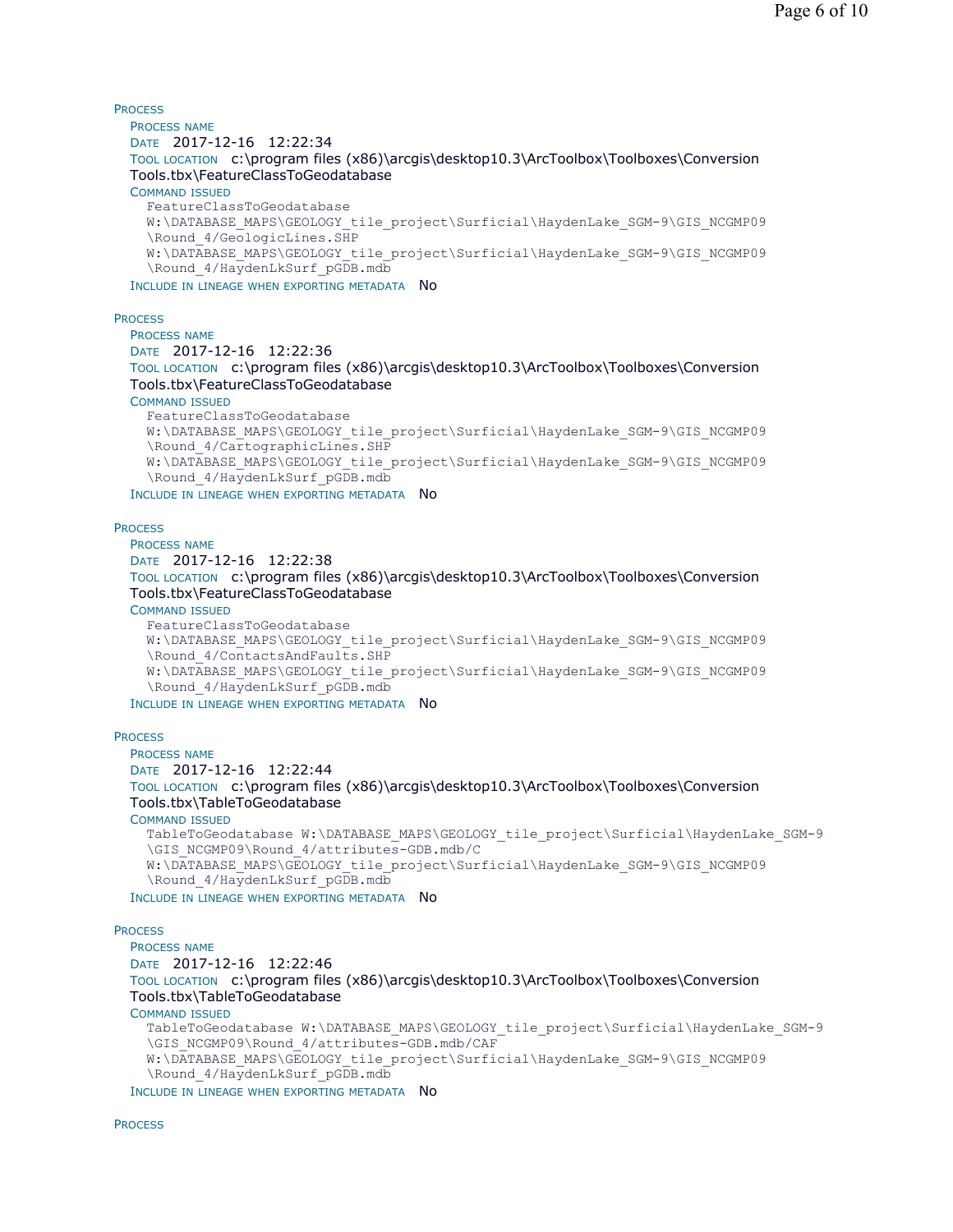**PROCESS**

PROCESS NAME
DATE 2017-12-16 12:22:34
TOOL LOCATION c:\program files (x86)\arcgis\desktop10.3\ArcToolbox\Toolboxes\Conversion Tools.tbx\FeatureClassToGeodatabase
COMMAND ISSUED
```
FeatureClassToGeodatabase
W:\DATABASE_MAPS\GEOLOGY_tile_project\Surficial\HaydenLake_SGM-9\GIS_NCGMP09
\Round_4/GeologicLines.SHP
W:\DATABASE_MAPS\GEOLOGY_tile_project\Surficial\HaydenLake_SGM-9\GIS_NCGMP09
\Round_4/HaydenLkSurf_pGDB.mdb
```
INCLUDE IN LINEAGE WHEN EXPORTING METADATA No

**PROCESS**

PROCESS NAME
DATE 2017-12-16 12:22:36
TOOL LOCATION c:\program files (x86)\arcgis\desktop10.3\ArcToolbox\Toolboxes\Conversion Tools.tbx\FeatureClassToGeodatabase
COMMAND ISSUED
```
FeatureClassToGeodatabase
W:\DATABASE_MAPS\GEOLOGY_tile_project\Surficial\HaydenLake_SGM-9\GIS_NCGMP09
\Round_4/CartographicLines.SHP
W:\DATABASE_MAPS\GEOLOGY_tile_project\Surficial\HaydenLake_SGM-9\GIS_NCGMP09
\Round_4/HaydenLkSurf_pGDB.mdb
```
INCLUDE IN LINEAGE WHEN EXPORTING METADATA No

**PROCESS**

PROCESS NAME
DATE 2017-12-16 12:22:38
TOOL LOCATION c:\program files (x86)\arcgis\desktop10.3\ArcToolbox\Toolboxes\Conversion Tools.tbx\FeatureClassToGeodatabase
COMMAND ISSUED
```
FeatureClassToGeodatabase
W:\DATABASE_MAPS\GEOLOGY_tile_project\Surficial\HaydenLake_SGM-9\GIS_NCGMP09
\Round_4/ContactsAndFaults.SHP
W:\DATABASE_MAPS\GEOLOGY_tile_project\Surficial\HaydenLake_SGM-9\GIS_NCGMP09
\Round_4/HaydenLkSurf_pGDB.mdb
```
INCLUDE IN LINEAGE WHEN EXPORTING METADATA No

**PROCESS**

PROCESS NAME
DATE 2017-12-16 12:22:44
TOOL LOCATION c:\program files (x86)\arcgis\desktop10.3\ArcToolbox\Toolboxes\Conversion Tools.tbx\TableToGeodatabase
COMMAND ISSUED
```
TableToGeodatabase W:\DATABASE_MAPS\GEOLOGY_tile_project\Surficial\HaydenLake_SGM-9
\GIS_NCGMP09\Round_4/attributes-GDB.mdb/C
W:\DATABASE_MAPS\GEOLOGY_tile_project\Surficial\HaydenLake_SGM-9\GIS_NCGMP09
\Round_4/HaydenLkSurf_pGDB.mdb
```
INCLUDE IN LINEAGE WHEN EXPORTING METADATA No

**PROCESS**

PROCESS NAME
DATE 2017-12-16 12:22:46
TOOL LOCATION c:\program files (x86)\arcgis\desktop10.3\ArcToolbox\Toolboxes\Conversion Tools.tbx\TableToGeodatabase
COMMAND ISSUED
```
TableToGeodatabase W:\DATABASE_MAPS\GEOLOGY_tile_project\Surficial\HaydenLake_SGM-9
\GIS_NCGMP09\Round_4/attributes-GDB.mdb/CAF
W:\DATABASE_MAPS\GEOLOGY_tile_project\Surficial\HaydenLake_SGM-9\GIS_NCGMP09
\Round_4/HaydenLkSurf_pGDB.mdb
```
INCLUDE IN LINEAGE WHEN EXPORTING METADATA No

**PROCESS**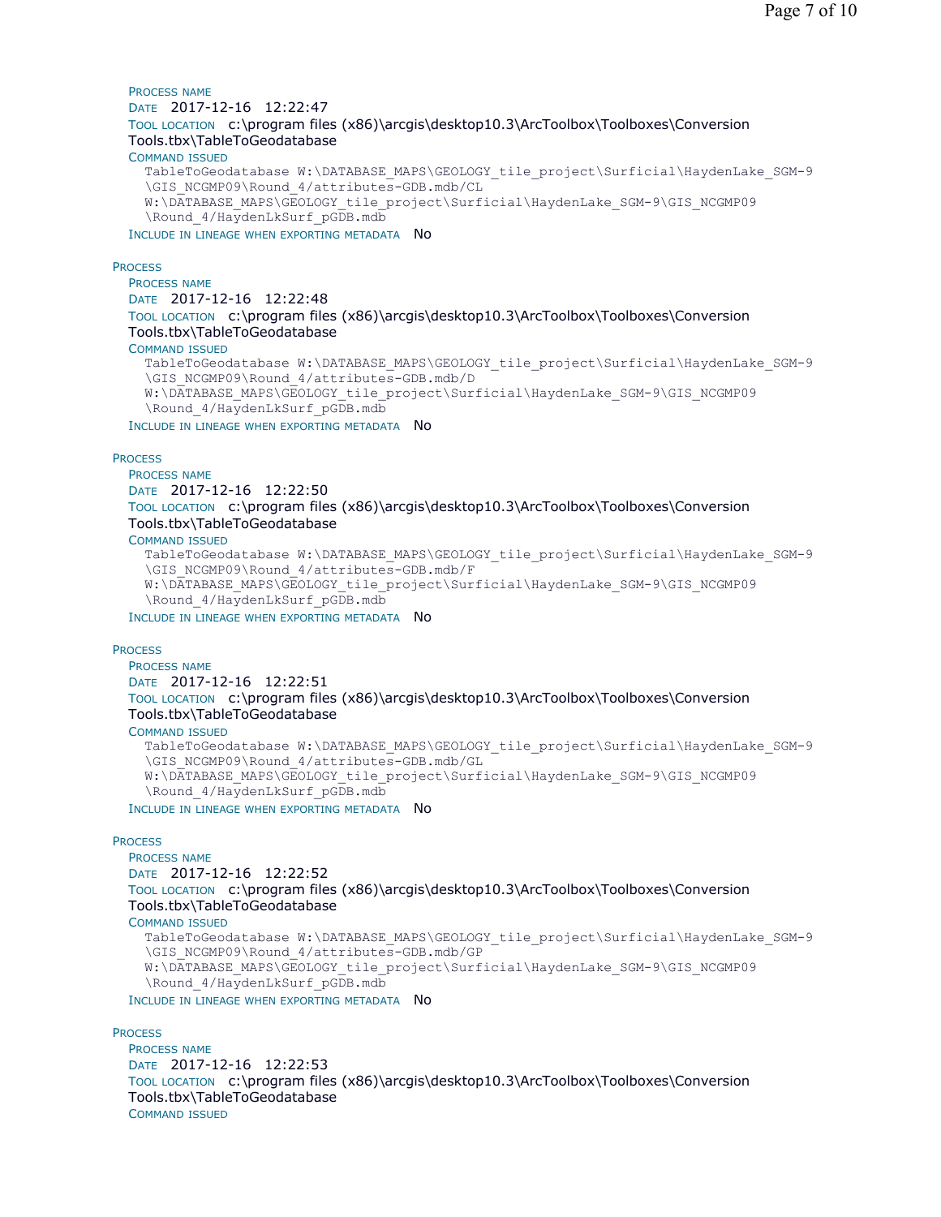PROCESS NAME
DATE 2017-12-16 12:22:47
TOOL LOCATION c:\program files (x86)\arcgis\desktop10.3\ArcToolbox\Toolboxes\Conversion Tools.tbx\TableToGeodatabase
COMMAND ISSUED

```
TableToGeodatabase W:\DATABASE_MAPS\GEOLOGY_tile_project\Surficial\HaydenLake_SGM-9
\GIS_NCGMP09\Round_4/attributes-GDB.mdb/CL
W:\DATABASE_MAPS\GEOLOGY_tile_project\Surficial\HaydenLake_SGM-9\GIS_NCGMP09
\Round_4/HaydenLkSurf_pGDB.mdb
```

INCLUDE IN LINEAGE WHEN EXPORTING METADATA No

PROCESS
PROCESS NAME
DATE 2017-12-16 12:22:48
TOOL LOCATION c:\program files (x86)\arcgis\desktop10.3\ArcToolbox\Toolboxes\Conversion Tools.tbx\TableToGeodatabase
COMMAND ISSUED

```
TableToGeodatabase W:\DATABASE_MAPS\GEOLOGY_tile_project\Surficial\HaydenLake_SGM-9
\GIS_NCGMP09\Round_4/attributes-GDB.mdb/D
W:\DATABASE_MAPS\GEOLOGY_tile_project\Surficial\HaydenLake_SGM-9\GIS_NCGMP09
\Round_4/HaydenLkSurf_pGDB.mdb
```

INCLUDE IN LINEAGE WHEN EXPORTING METADATA No

PROCESS
PROCESS NAME
DATE 2017-12-16 12:22:50
TOOL LOCATION c:\program files (x86)\arcgis\desktop10.3\ArcToolbox\Toolboxes\Conversion Tools.tbx\TableToGeodatabase
COMMAND ISSUED

```
TableToGeodatabase W:\DATABASE_MAPS\GEOLOGY_tile_project\Surficial\HaydenLake_SGM-9
\GIS_NCGMP09\Round_4/attributes-GDB.mdb/F
W:\DATABASE_MAPS\GEOLOGY_tile_project\Surficial\HaydenLake_SGM-9\GIS_NCGMP09
\Round_4/HaydenLkSurf_pGDB.mdb
```

INCLUDE IN LINEAGE WHEN EXPORTING METADATA No

PROCESS
PROCESS NAME
DATE 2017-12-16 12:22:51
TOOL LOCATION c:\program files (x86)\arcgis\desktop10.3\ArcToolbox\Toolboxes\Conversion Tools.tbx\TableToGeodatabase
COMMAND ISSUED

```
TableToGeodatabase W:\DATABASE_MAPS\GEOLOGY_tile_project\Surficial\HaydenLake_SGM-9
\GIS_NCGMP09\Round_4/attributes-GDB.mdb/GL
W:\DATABASE_MAPS\GEOLOGY_tile_project\Surficial\HaydenLake_SGM-9\GIS_NCGMP09
\Round_4/HaydenLkSurf_pGDB.mdb
```

INCLUDE IN LINEAGE WHEN EXPORTING METADATA No

PROCESS
PROCESS NAME
DATE 2017-12-16 12:22:52
TOOL LOCATION c:\program files (x86)\arcgis\desktop10.3\ArcToolbox\Toolboxes\Conversion Tools.tbx\TableToGeodatabase
COMMAND ISSUED

```
TableToGeodatabase W:\DATABASE_MAPS\GEOLOGY_tile_project\Surficial\HaydenLake_SGM-9
\GIS_NCGMP09\Round_4/attributes-GDB.mdb/GP
W:\DATABASE_MAPS\GEOLOGY_tile_project\Surficial\HaydenLake_SGM-9\GIS_NCGMP09
\Round_4/HaydenLkSurf_pGDB.mdb
```

INCLUDE IN LINEAGE WHEN EXPORTING METADATA No

PROCESS
PROCESS NAME
DATE 2017-12-16 12:22:53
TOOL LOCATION c:\program files (x86)\arcgis\desktop10.3\ArcToolbox\Toolboxes\Conversion Tools.tbx\TableToGeodatabase
COMMAND ISSUED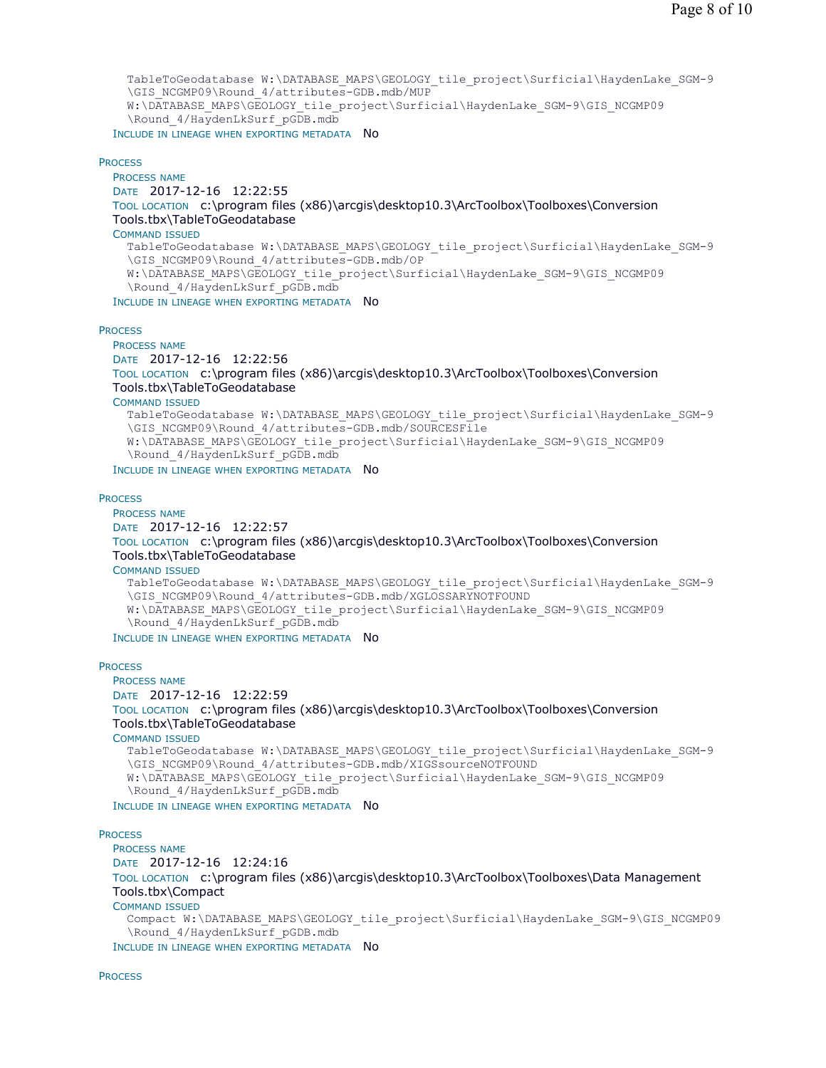```
TableToGeodatabase W:\DATABASE_MAPS\GEOLOGY_tile_project\Surficial\HaydenLake_SGM-9
\GIS_NCGMP09\Round_4/attributes-GDB.mdb/MUP
W:\DATABASE_MAPS\GEOLOGY_tile_project\Surficial\HaydenLake_SGM-9\GIS_NCGMP09
\Round_4/HaydenLkSurf_pGDB.mdb
```
INCLUDE IN LINEAGE WHEN EXPORTING METADATA No

PROCESS
PROCESS NAME
DATE 2017-12-16 12:22:55
TOOL LOCATION c:\program files (x86)\arcgis\desktop10.3\ArcToolbox\Toolboxes\Conversion Tools.tbx\TableToGeodatabase
COMMAND ISSUED
```
TableToGeodatabase W:\DATABASE_MAPS\GEOLOGY_tile_project\Surficial\HaydenLake_SGM-9
\GIS_NCGMP09\Round_4/attributes-GDB.mdb/OP
W:\DATABASE_MAPS\GEOLOGY_tile_project\Surficial\HaydenLake_SGM-9\GIS_NCGMP09
\Round_4/HaydenLkSurf_pGDB.mdb
```
INCLUDE IN LINEAGE WHEN EXPORTING METADATA No

PROCESS
PROCESS NAME
DATE 2017-12-16 12:22:56
TOOL LOCATION c:\program files (x86)\arcgis\desktop10.3\ArcToolbox\Toolboxes\Conversion Tools.tbx\TableToGeodatabase
COMMAND ISSUED
```
TableToGeodatabase W:\DATABASE_MAPS\GEOLOGY_tile_project\Surficial\HaydenLake_SGM-9
\GIS_NCGMP09\Round_4/attributes-GDB.mdb/SOURCESFile
W:\DATABASE_MAPS\GEOLOGY_tile_project\Surficial\HaydenLake_SGM-9\GIS_NCGMP09
\Round_4/HaydenLkSurf_pGDB.mdb
```
INCLUDE IN LINEAGE WHEN EXPORTING METADATA No

PROCESS
PROCESS NAME
DATE 2017-12-16 12:22:57
TOOL LOCATION c:\program files (x86)\arcgis\desktop10.3\ArcToolbox\Toolboxes\Conversion Tools.tbx\TableToGeodatabase
COMMAND ISSUED
```
TableToGeodatabase W:\DATABASE_MAPS\GEOLOGY_tile_project\Surficial\HaydenLake_SGM-9
\GIS_NCGMP09\Round_4/attributes-GDB.mdb/XGLOSSARYNOTFOUND
W:\DATABASE_MAPS\GEOLOGY_tile_project\Surficial\HaydenLake_SGM-9\GIS_NCGMP09
\Round_4/HaydenLkSurf_pGDB.mdb
```
INCLUDE IN LINEAGE WHEN EXPORTING METADATA No

PROCESS
PROCESS NAME
DATE 2017-12-16 12:22:59
TOOL LOCATION c:\program files (x86)\arcgis\desktop10.3\ArcToolbox\Toolboxes\Conversion Tools.tbx\TableToGeodatabase
COMMAND ISSUED
```
TableToGeodatabase W:\DATABASE_MAPS\GEOLOGY_tile_project\Surficial\HaydenLake_SGM-9
\GIS_NCGMP09\Round_4/attributes-GDB.mdb/XIGSsourceNOTFOUND
W:\DATABASE_MAPS\GEOLOGY_tile_project\Surficial\HaydenLake_SGM-9\GIS_NCGMP09
\Round_4/HaydenLkSurf_pGDB.mdb
```
INCLUDE IN LINEAGE WHEN EXPORTING METADATA No

PROCESS
PROCESS NAME
DATE 2017-12-16 12:24:16
TOOL LOCATION c:\program files (x86)\arcgis\desktop10.3\ArcToolbox\Toolboxes\Data Management Tools.tbx\Compact
COMMAND ISSUED
```
Compact W:\DATABASE_MAPS\GEOLOGY_tile_project\Surficial\HaydenLake_SGM-9\GIS_NCGMP09
\Round_4/HaydenLkSurf_pGDB.mdb
```
INCLUDE IN LINEAGE WHEN EXPORTING METADATA No

PROCESS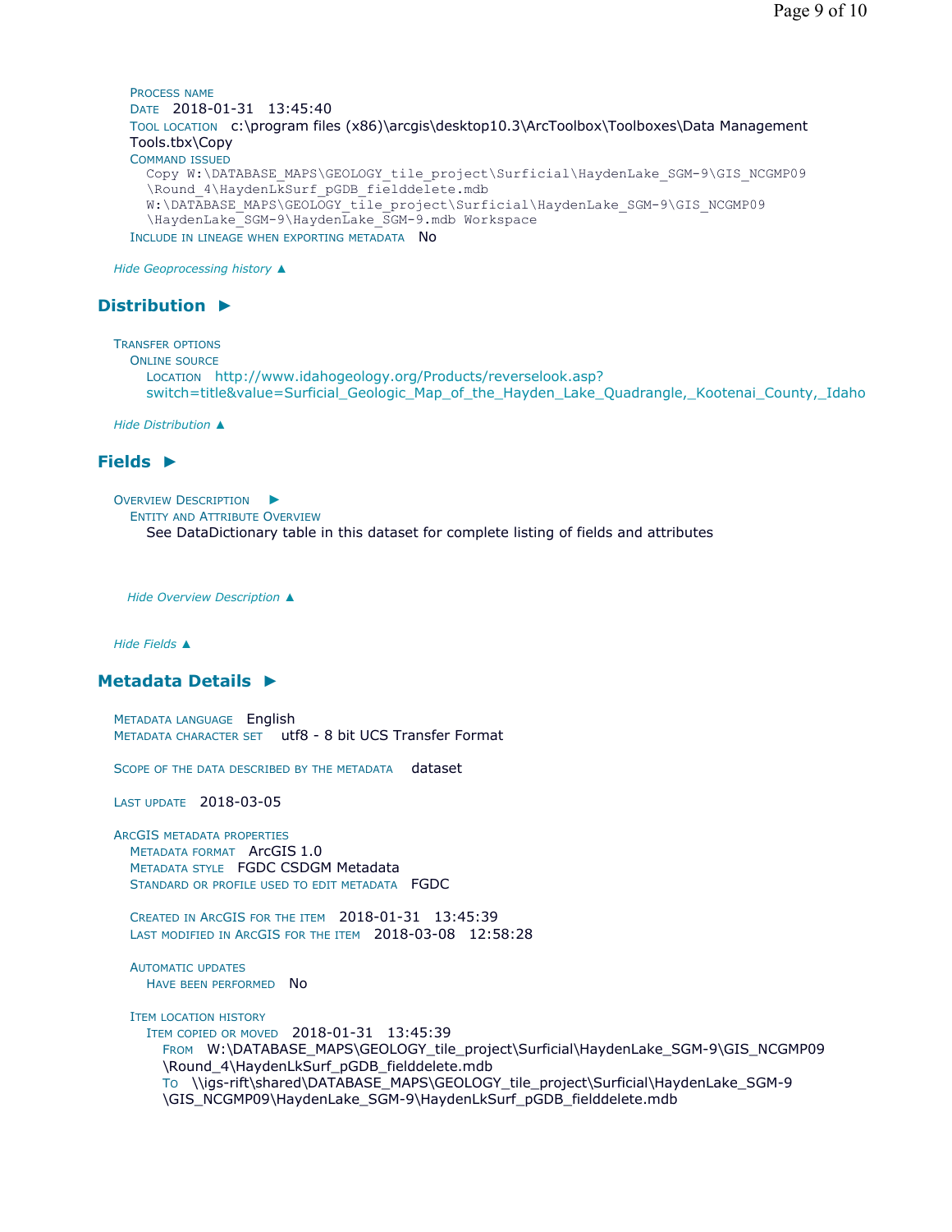PROCESS NAME
DATE 2018-01-31 13:45:40
TOOL LOCATION c:\program files (x86)\arcgis\desktop10.3\ArcToolbox\Toolboxes\Data Management Tools.tbx\Copy
COMMAND ISSUED

```
Copy W:\DATABASE_MAPS\GEOLOGY_tile_project\Surficial\HaydenLake_SGM-9\GIS_NCGMP09
\Round_4\HaydenLkSurf_pGDB_fielddelete.mdb
W:\DATABASE_MAPS\GEOLOGY_tile_project\Surficial\HaydenLake_SGM-9\GIS_NCGMP09
\HaydenLake_SGM-9\HaydenLake_SGM-9.mdb Workspace
```

INCLUDE IN LINEAGE WHEN EXPORTING METADATA No

*Hide Geoprocessing history ▲*

## Distribution ►

TRANSFER OPTIONS
ONLINE SOURCE
LOCATION http://www.idahogeology.org/Products/reverselook.asp?switch=title&value=Surficial_Geologic_Map_of_the_Hayden_Lake_Quadrangle,_Kootenai_County,_Idaho

*Hide Distribution ▲*

## Fields ►

OVERVIEW DESCRIPTION ►
ENTITY AND ATTRIBUTE OVERVIEW
See DataDictionary table in this dataset for complete listing of fields and attributes

*Hide Overview Description ▲*

*Hide Fields ▲*

## Metadata Details ►

METADATA LANGUAGE English
METADATA CHARACTER SET utf8 - 8 bit UCS Transfer Format

SCOPE OF THE DATA DESCRIBED BY THE METADATA dataset

LAST UPDATE 2018-03-05

ARCGIS METADATA PROPERTIES
METADATA FORMAT ArcGIS 1.0
METADATA STYLE FGDC CSDGM Metadata
STANDARD OR PROFILE USED TO EDIT METADATA FGDC

CREATED IN ARCGIS FOR THE ITEM 2018-01-31 13:45:39
LAST MODIFIED IN ARCGIS FOR THE ITEM 2018-03-08 12:58:28

AUTOMATIC UPDATES
HAVE BEEN PERFORMED No

ITEM LOCATION HISTORY
ITEM COPIED OR MOVED 2018-01-31 13:45:39
FROM W:\DATABASE_MAPS\GEOLOGY_tile_project\Surficial\HaydenLake_SGM-9\GIS_NCGMP09\Round_4\HaydenLkSurf_pGDB_fielddelete.mdb
TO \\igs-rift\shared\DATABASE_MAPS\GEOLOGY_tile_project\Surficial\HaydenLake_SGM-9\GIS_NCGMP09\HaydenLake_SGM-9\HaydenLkSurf_pGDB_fielddelete.mdb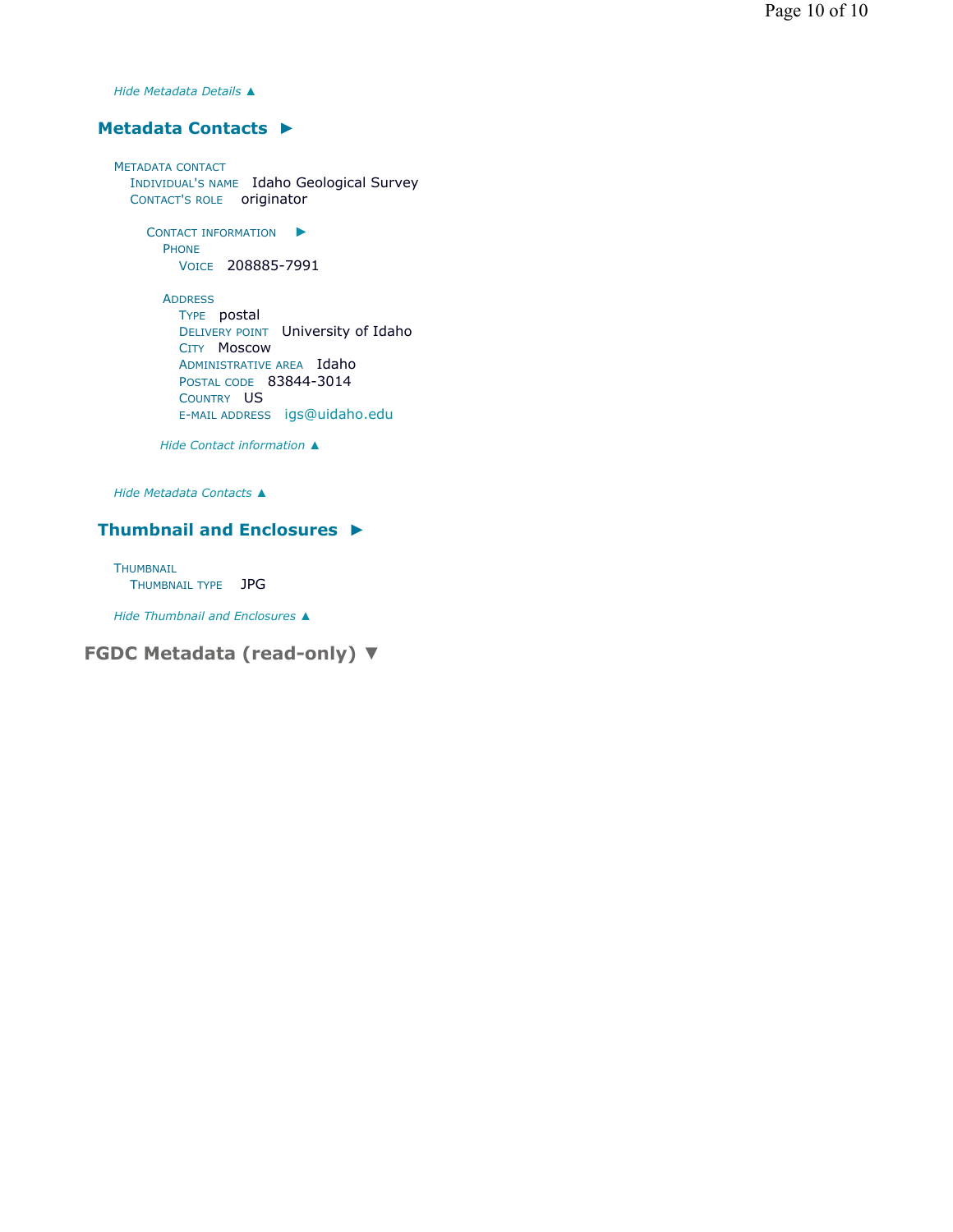*Hide Metadata Details ▲*

## Metadata Contacts ►

METADATA CONTACT
INDIVIDUAL'S NAME Idaho Geological Survey
CONTACT'S ROLE originator

CONTACT INFORMATION ►
PHONE
VOICE 208885-7991

ADDRESS
TYPE postal
DELIVERY POINT University of Idaho
CITY Moscow
ADMINISTRATIVE AREA Idaho
POSTAL CODE 83844-3014
COUNTRY US
E-MAIL ADDRESS igs@uidaho.edu

*Hide Contact information ▲*

*Hide Metadata Contacts ▲*

## Thumbnail and Enclosures ►

THUMBNAIL
THUMBNAIL TYPE JPG

*Hide Thumbnail and Enclosures ▲*

# FGDC Metadata (read-only) ▼